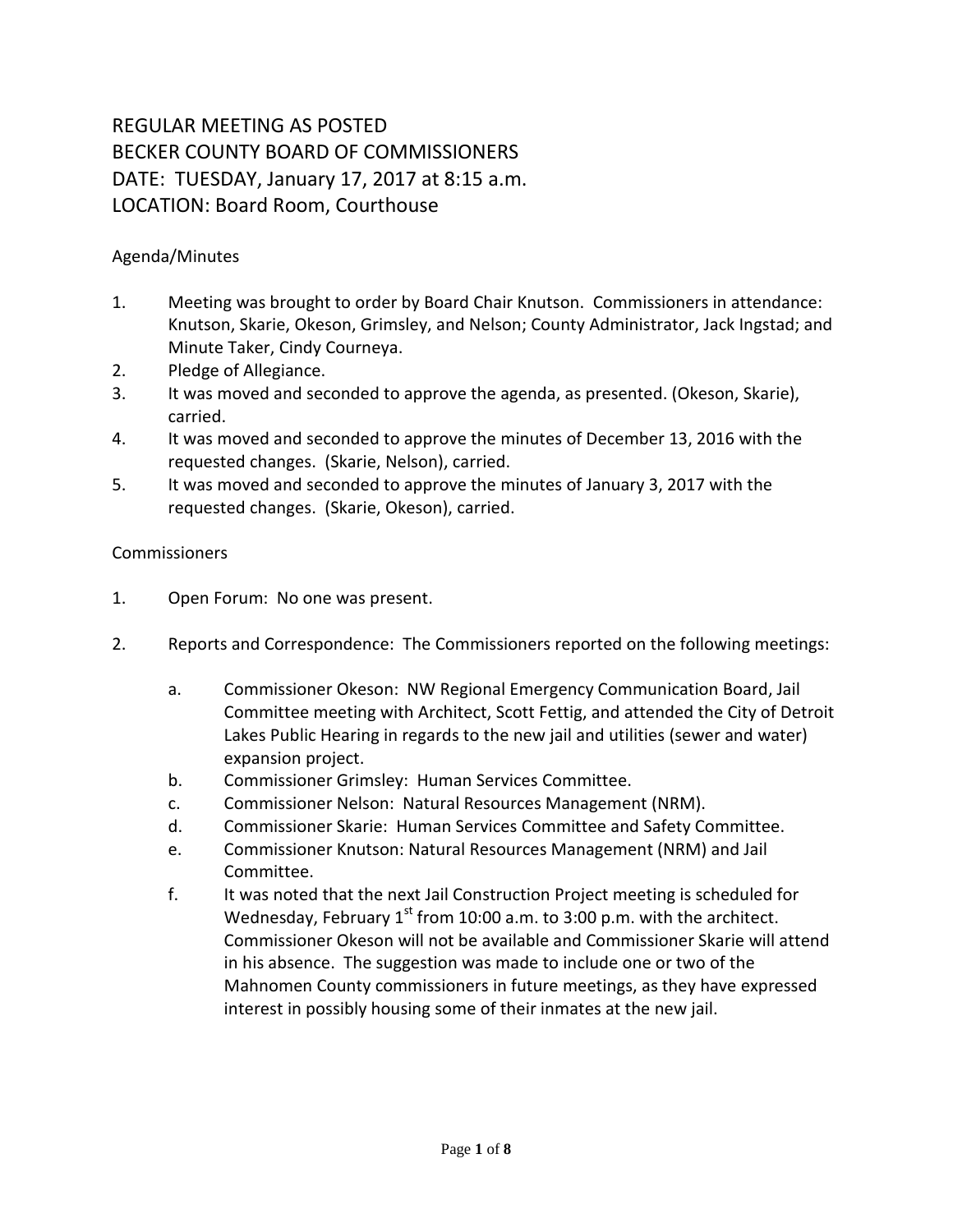# REGULAR MEETING AS POSTED
# BECKER COUNTY BOARD OF COMMISSIONERS
# DATE: TUESDAY, January 17, 2017 at 8:15 a.m.
# LOCATION: Board Room, Courthouse

Agenda/Minutes

1. Meeting was brought to order by Board Chair Knutson. Commissioners in attendance: Knutson, Skarie, Okeson, Grimsley, and Nelson; County Administrator, Jack Ingstad; and Minute Taker, Cindy Courneya.
2. Pledge of Allegiance.
3. It was moved and seconded to approve the agenda, as presented. (Okeson, Skarie), carried.
4. It was moved and seconded to approve the minutes of December 13, 2016 with the requested changes. (Skarie, Nelson), carried.
5. It was moved and seconded to approve the minutes of January 3, 2017 with the requested changes. (Skarie, Okeson), carried.

Commissioners

1. Open Forum: No one was present.

2. Reports and Correspondence: The Commissioners reported on the following meetings:

   a. Commissioner Okeson: NW Regional Emergency Communication Board, Jail Committee meeting with Architect, Scott Fettig, and attended the City of Detroit Lakes Public Hearing in regards to the new jail and utilities (sewer and water) expansion project.
   
   b. Commissioner Grimsley: Human Services Committee.
   
   c. Commissioner Nelson: Natural Resources Management (NRM).
   
   d. Commissioner Skarie: Human Services Committee and Safety Committee.
   
   e. Commissioner Knutson: Natural Resources Management (NRM) and Jail Committee.
   
   f. It was noted that the next Jail Construction Project meeting is scheduled for Wednesday, February 1st from 10:00 a.m. to 3:00 p.m. with the architect. Commissioner Okeson will not be available and Commissioner Skarie will attend in his absence. The suggestion was made to include one or two of the Mahnomen County commissioners in future meetings, as they have expressed interest in possibly housing some of their inmates at the new jail.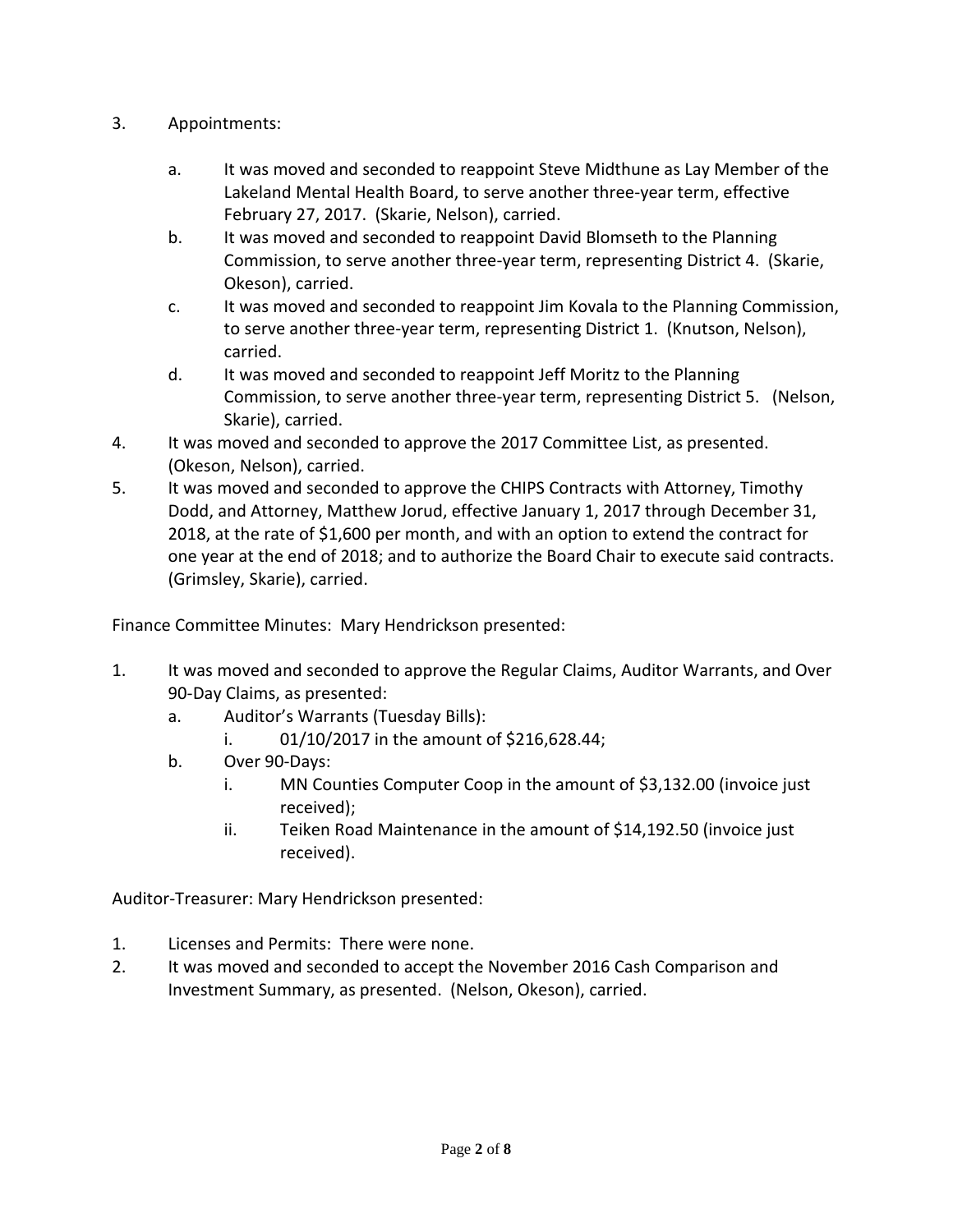3. Appointments:

   a. It was moved and seconded to reappoint Steve Midthune as Lay Member of the Lakeland Mental Health Board, to serve another three-year term, effective February 27, 2017. (Skarie, Nelson), carried.
   b. It was moved and seconded to reappoint David Blomseth to the Planning Commission, to serve another three-year term, representing District 4. (Skarie, Okeson), carried.
   c. It was moved and seconded to reappoint Jim Kovala to the Planning Commission, to serve another three-year term, representing District 1. (Knutson, Nelson), carried.
   d. It was moved and seconded to reappoint Jeff Moritz to the Planning Commission, to serve another three-year term, representing District 5. (Nelson, Skarie), carried.

4. It was moved and seconded to approve the 2017 Committee List, as presented. (Okeson, Nelson), carried.
5. It was moved and seconded to approve the CHIPS Contracts with Attorney, Timothy Dodd, and Attorney, Matthew Jorud, effective January 1, 2017 through December 31, 2018, at the rate of $1,600 per month, and with an option to extend the contract for one year at the end of 2018; and to authorize the Board Chair to execute said contracts. (Grimsley, Skarie), carried.

Finance Committee Minutes: Mary Hendrickson presented:

1. It was moved and seconded to approve the Regular Claims, Auditor Warrants, and Over 90-Day Claims, as presented:
   a. Auditor's Warrants (Tuesday Bills):
      i. 01/10/2017 in the amount of $216,628.44;
   b. Over 90-Days:
      i. MN Counties Computer Coop in the amount of $3,132.00 (invoice just received);
      ii. Teiken Road Maintenance in the amount of $14,192.50 (invoice just received).

Auditor-Treasurer: Mary Hendrickson presented:

1. Licenses and Permits: There were none.
2. It was moved and seconded to accept the November 2016 Cash Comparison and Investment Summary, as presented. (Nelson, Okeson), carried.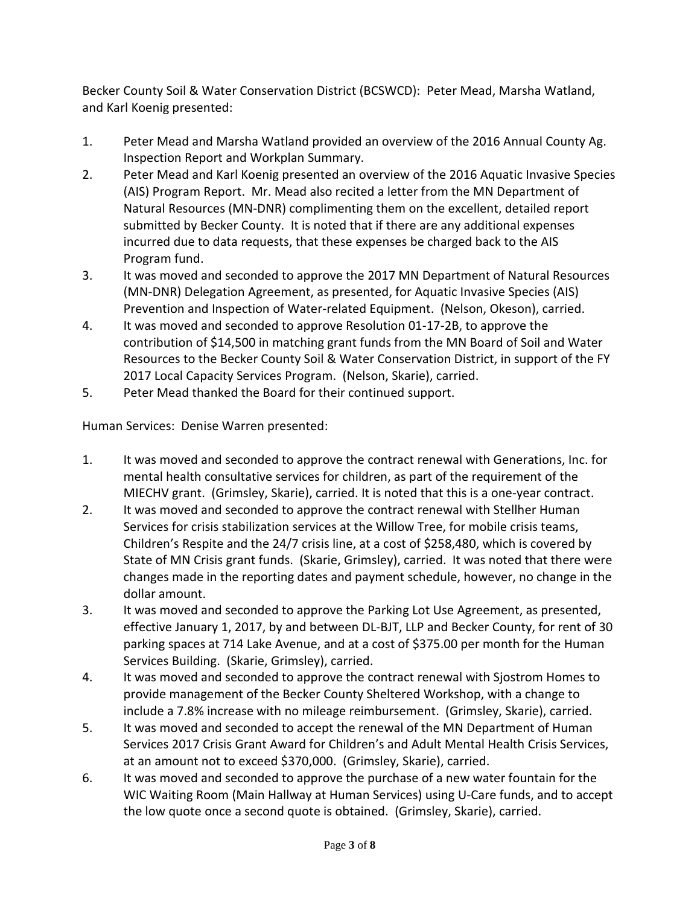Becker County Soil & Water Conservation District (BCSWCD): Peter Mead, Marsha Watland, and Karl Koenig presented:

1. Peter Mead and Marsha Watland provided an overview of the 2016 Annual County Ag. Inspection Report and Workplan Summary.
2. Peter Mead and Karl Koenig presented an overview of the 2016 Aquatic Invasive Species (AIS) Program Report. Mr. Mead also recited a letter from the MN Department of Natural Resources (MN-DNR) complimenting them on the excellent, detailed report submitted by Becker County. It is noted that if there are any additional expenses incurred due to data requests, that these expenses be charged back to the AIS Program fund.
3. It was moved and seconded to approve the 2017 MN Department of Natural Resources (MN-DNR) Delegation Agreement, as presented, for Aquatic Invasive Species (AIS) Prevention and Inspection of Water-related Equipment. (Nelson, Okeson), carried.
4. It was moved and seconded to approve Resolution 01-17-2B, to approve the contribution of $14,500 in matching grant funds from the MN Board of Soil and Water Resources to the Becker County Soil & Water Conservation District, in support of the FY 2017 Local Capacity Services Program. (Nelson, Skarie), carried.
5. Peter Mead thanked the Board for their continued support.

Human Services: Denise Warren presented:

1. It was moved and seconded to approve the contract renewal with Generations, Inc. for mental health consultative services for children, as part of the requirement of the MIECHV grant. (Grimsley, Skarie), carried. It is noted that this is a one-year contract.
2. It was moved and seconded to approve the contract renewal with Stellher Human Services for crisis stabilization services at the Willow Tree, for mobile crisis teams, Children's Respite and the 24/7 crisis line, at a cost of $258,480, which is covered by State of MN Crisis grant funds. (Skarie, Grimsley), carried. It was noted that there were changes made in the reporting dates and payment schedule, however, no change in the dollar amount.
3. It was moved and seconded to approve the Parking Lot Use Agreement, as presented, effective January 1, 2017, by and between DL-BJT, LLP and Becker County, for rent of 30 parking spaces at 714 Lake Avenue, and at a cost of $375.00 per month for the Human Services Building. (Skarie, Grimsley), carried.
4. It was moved and seconded to approve the contract renewal with Sjostrom Homes to provide management of the Becker County Sheltered Workshop, with a change to include a 7.8% increase with no mileage reimbursement. (Grimsley, Skarie), carried.
5. It was moved and seconded to accept the renewal of the MN Department of Human Services 2017 Crisis Grant Award for Children's and Adult Mental Health Crisis Services, at an amount not to exceed $370,000. (Grimsley, Skarie), carried.
6. It was moved and seconded to approve the purchase of a new water fountain for the WIC Waiting Room (Main Hallway at Human Services) using U-Care funds, and to accept the low quote once a second quote is obtained. (Grimsley, Skarie), carried.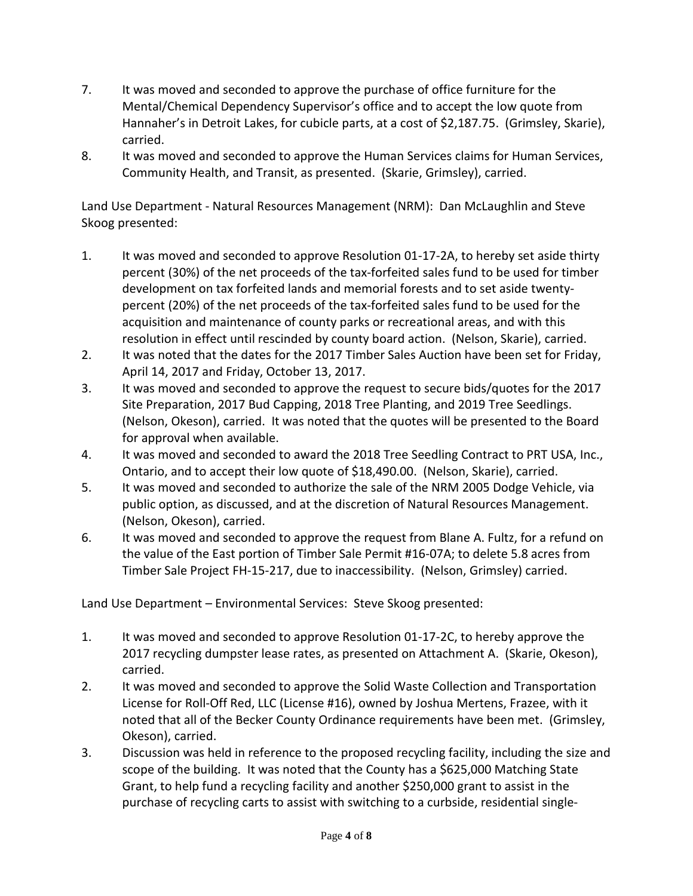7. It was moved and seconded to approve the purchase of office furniture for the Mental/Chemical Dependency Supervisor's office and to accept the low quote from Hannaher's in Detroit Lakes, for cubicle parts, at a cost of $2,187.75. (Grimsley, Skarie), carried.
8. It was moved and seconded to approve the Human Services claims for Human Services, Community Health, and Transit, as presented. (Skarie, Grimsley), carried.

Land Use Department - Natural Resources Management (NRM): Dan McLaughlin and Steve Skoog presented:

1. It was moved and seconded to approve Resolution 01-17-2A, to hereby set aside thirty percent (30%) of the net proceeds of the tax-forfeited sales fund to be used for timber development on tax forfeited lands and memorial forests and to set aside twenty-percent (20%) of the net proceeds of the tax-forfeited sales fund to be used for the acquisition and maintenance of county parks or recreational areas, and with this resolution in effect until rescinded by county board action. (Nelson, Skarie), carried.
2. It was noted that the dates for the 2017 Timber Sales Auction have been set for Friday, April 14, 2017 and Friday, October 13, 2017.
3. It was moved and seconded to approve the request to secure bids/quotes for the 2017 Site Preparation, 2017 Bud Capping, 2018 Tree Planting, and 2019 Tree Seedlings. (Nelson, Okeson), carried. It was noted that the quotes will be presented to the Board for approval when available.
4. It was moved and seconded to award the 2018 Tree Seedling Contract to PRT USA, Inc., Ontario, and to accept their low quote of $18,490.00. (Nelson, Skarie), carried.
5. It was moved and seconded to authorize the sale of the NRM 2005 Dodge Vehicle, via public option, as discussed, and at the discretion of Natural Resources Management. (Nelson, Okeson), carried.
6. It was moved and seconded to approve the request from Blane A. Fultz, for a refund on the value of the East portion of Timber Sale Permit #16-07A; to delete 5.8 acres from Timber Sale Project FH-15-217, due to inaccessibility. (Nelson, Grimsley) carried.

Land Use Department – Environmental Services: Steve Skoog presented:

1. It was moved and seconded to approve Resolution 01-17-2C, to hereby approve the 2017 recycling dumpster lease rates, as presented on Attachment A. (Skarie, Okeson), carried.
2. It was moved and seconded to approve the Solid Waste Collection and Transportation License for Roll-Off Red, LLC (License #16), owned by Joshua Mertens, Frazee, with it noted that all of the Becker County Ordinance requirements have been met. (Grimsley, Okeson), carried.
3. Discussion was held in reference to the proposed recycling facility, including the size and scope of the building. It was noted that the County has a $625,000 Matching State Grant, to help fund a recycling facility and another $250,000 grant to assist in the purchase of recycling carts to assist with switching to a curbside, residential single-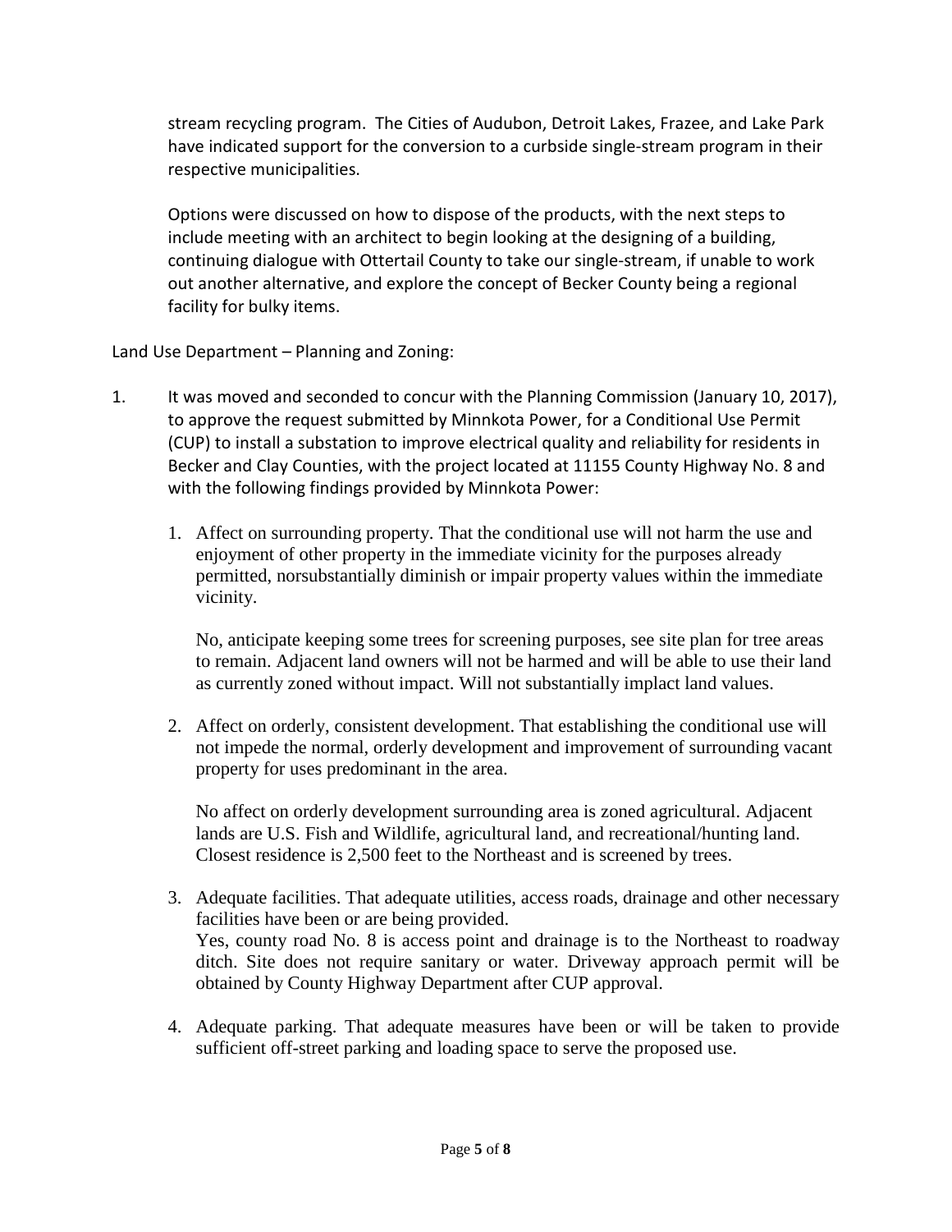stream recycling program. The Cities of Audubon, Detroit Lakes, Frazee, and Lake Park have indicated support for the conversion to a curbside single-stream program in their respective municipalities.

Options were discussed on how to dispose of the products, with the next steps to include meeting with an architect to begin looking at the designing of a building, continuing dialogue with Ottertail County to take our single-stream, if unable to work out another alternative, and explore the concept of Becker County being a regional facility for bulky items.

Land Use Department – Planning and Zoning:

1. It was moved and seconded to concur with the Planning Commission (January 10, 2017), to approve the request submitted by Minnkota Power, for a Conditional Use Permit (CUP) to install a substation to improve electrical quality and reliability for residents in Becker and Clay Counties, with the project located at 11155 County Highway No. 8 and with the following findings provided by Minnkota Power:

    1. Affect on surrounding property. That the conditional use will not harm the use and enjoyment of other property in the immediate vicinity for the purposes already permitted, norsubstantially diminish or impair property values within the immediate vicinity.

        No, anticipate keeping some trees for screening purposes, see site plan for tree areas to remain. Adjacent land owners will not be harmed and will be able to use their land as currently zoned without impact. Will not substantially implact land values.

    2. Affect on orderly, consistent development. That establishing the conditional use will not impede the normal, orderly development and improvement of surrounding vacant property for uses predominant in the area.

        No affect on orderly development surrounding area is zoned agricultural. Adjacent lands are U.S. Fish and Wildlife, agricultural land, and recreational/hunting land. Closest residence is 2,500 feet to the Northeast and is screened by trees.

    3. Adequate facilities. That adequate utilities, access roads, drainage and other necessary facilities have been or are being provided.
        Yes, county road No. 8 is access point and drainage is to the Northeast to roadway ditch. Site does not require sanitary or water. Driveway approach permit will be obtained by County Highway Department after CUP approval.

    4. Adequate parking. That adequate measures have been or will be taken to provide sufficient off-street parking and loading space to serve the proposed use.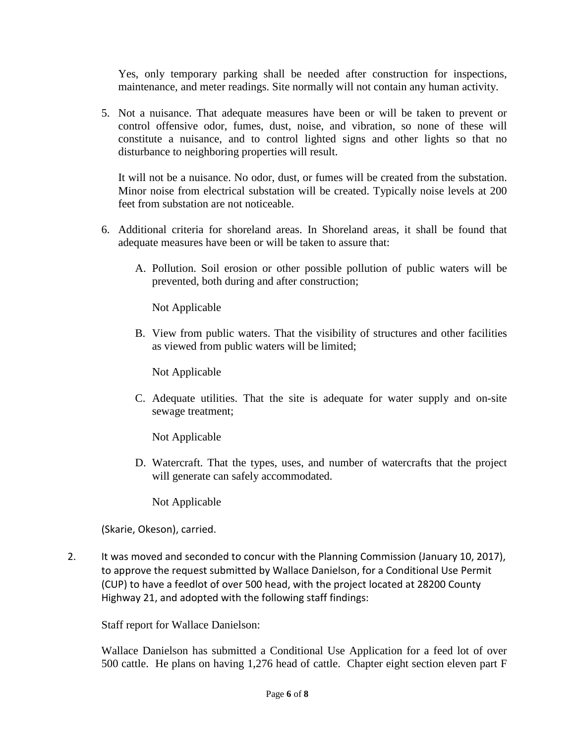Yes, only temporary parking shall be needed after construction for inspections, maintenance, and meter readings. Site normally will not contain any human activity.

5. Not a nuisance. That adequate measures have been or will be taken to prevent or control offensive odor, fumes, dust, noise, and vibration, so none of these will constitute a nuisance, and to control lighted signs and other lights so that no disturbance to neighboring properties will result.

   It will not be a nuisance. No odor, dust, or fumes will be created from the substation. Minor noise from electrical substation will be created. Typically noise levels at 200 feet from substation are not noticeable.

6. Additional criteria for shoreland areas. In Shoreland areas, it shall be found that adequate measures have been or will be taken to assure that:

   A. Pollution. Soil erosion or other possible pollution of public waters will be prevented, both during and after construction;

      Not Applicable

   B. View from public waters. That the visibility of structures and other facilities as viewed from public waters will be limited;

      Not Applicable

   C. Adequate utilities. That the site is adequate for water supply and on-site sewage treatment;

      Not Applicable

   D. Watercraft. That the types, uses, and number of watercrafts that the project will generate can safely accommodated.

      Not Applicable

(Skarie, Okeson), carried.

2. It was moved and seconded to concur with the Planning Commission (January 10, 2017), to approve the request submitted by Wallace Danielson, for a Conditional Use Permit (CUP) to have a feedlot of over 500 head, with the project located at 28200 County Highway 21, and adopted with the following staff findings:

   Staff report for Wallace Danielson:

   Wallace Danielson has submitted a Conditional Use Application for a feed lot of over 500 cattle. He plans on having 1,276 head of cattle. Chapter eight section eleven part F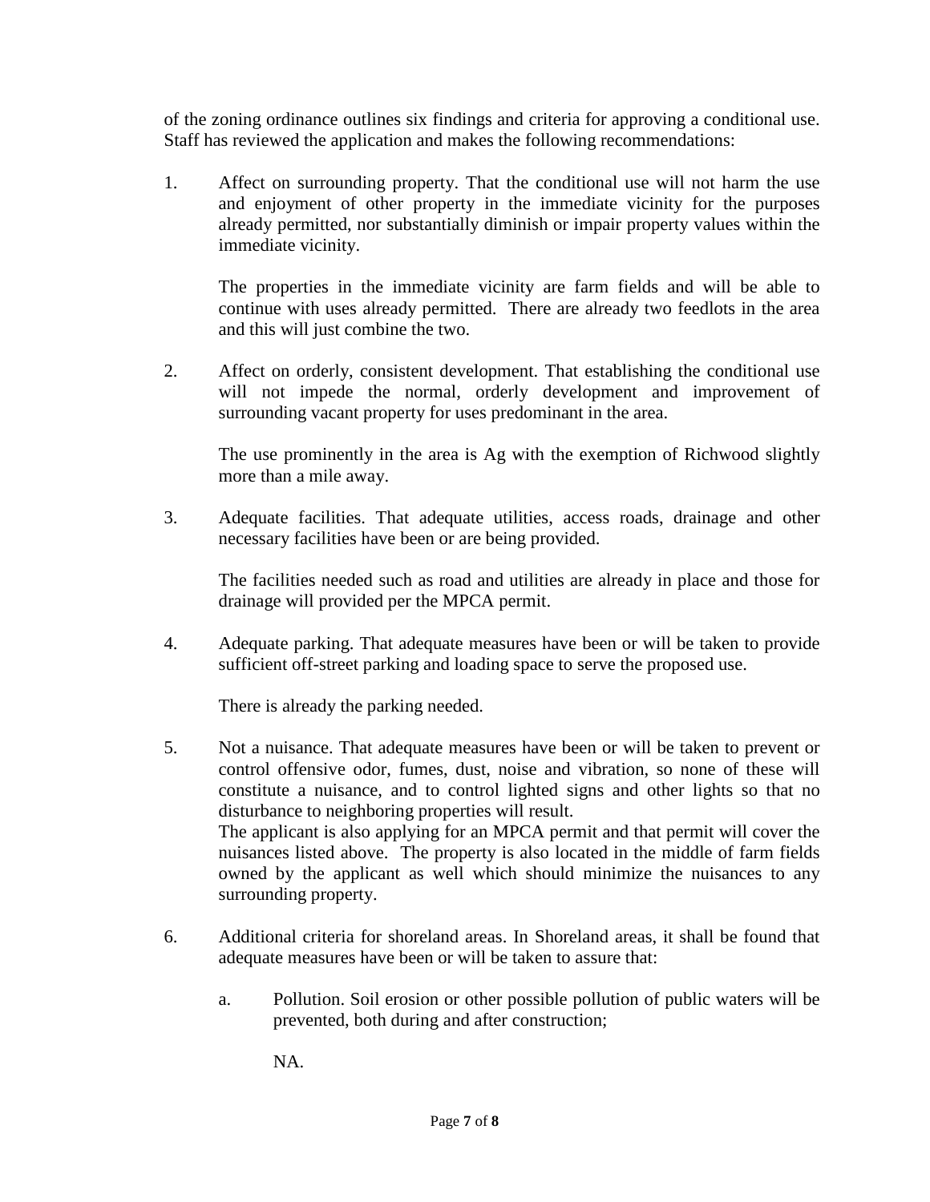of the zoning ordinance outlines six findings and criteria for approving a conditional use. Staff has reviewed the application and makes the following recommendations:

1. Affect on surrounding property. That the conditional use will not harm the use and enjoyment of other property in the immediate vicinity for the purposes already permitted, nor substantially diminish or impair property values within the immediate vicinity.

   The properties in the immediate vicinity are farm fields and will be able to continue with uses already permitted. There are already two feedlots in the area and this will just combine the two.

2. Affect on orderly, consistent development. That establishing the conditional use will not impede the normal, orderly development and improvement of surrounding vacant property for uses predominant in the area.

   The use prominently in the area is Ag with the exemption of Richwood slightly more than a mile away.

3. Adequate facilities. That adequate utilities, access roads, drainage and other necessary facilities have been or are being provided.

   The facilities needed such as road and utilities are already in place and those for drainage will provided per the MPCA permit.

4. Adequate parking. That adequate measures have been or will be taken to provide sufficient off-street parking and loading space to serve the proposed use.

   There is already the parking needed.

5. Not a nuisance. That adequate measures have been or will be taken to prevent or control offensive odor, fumes, dust, noise and vibration, so none of these will constitute a nuisance, and to control lighted signs and other lights so that no disturbance to neighboring properties will result.
   The applicant is also applying for an MPCA permit and that permit will cover the nuisances listed above. The property is also located in the middle of farm fields owned by the applicant as well which should minimize the nuisances to any surrounding property.

6. Additional criteria for shoreland areas. In Shoreland areas, it shall be found that adequate measures have been or will be taken to assure that:

   a. Pollution. Soil erosion or other possible pollution of public waters will be prevented, both during and after construction;

      NA.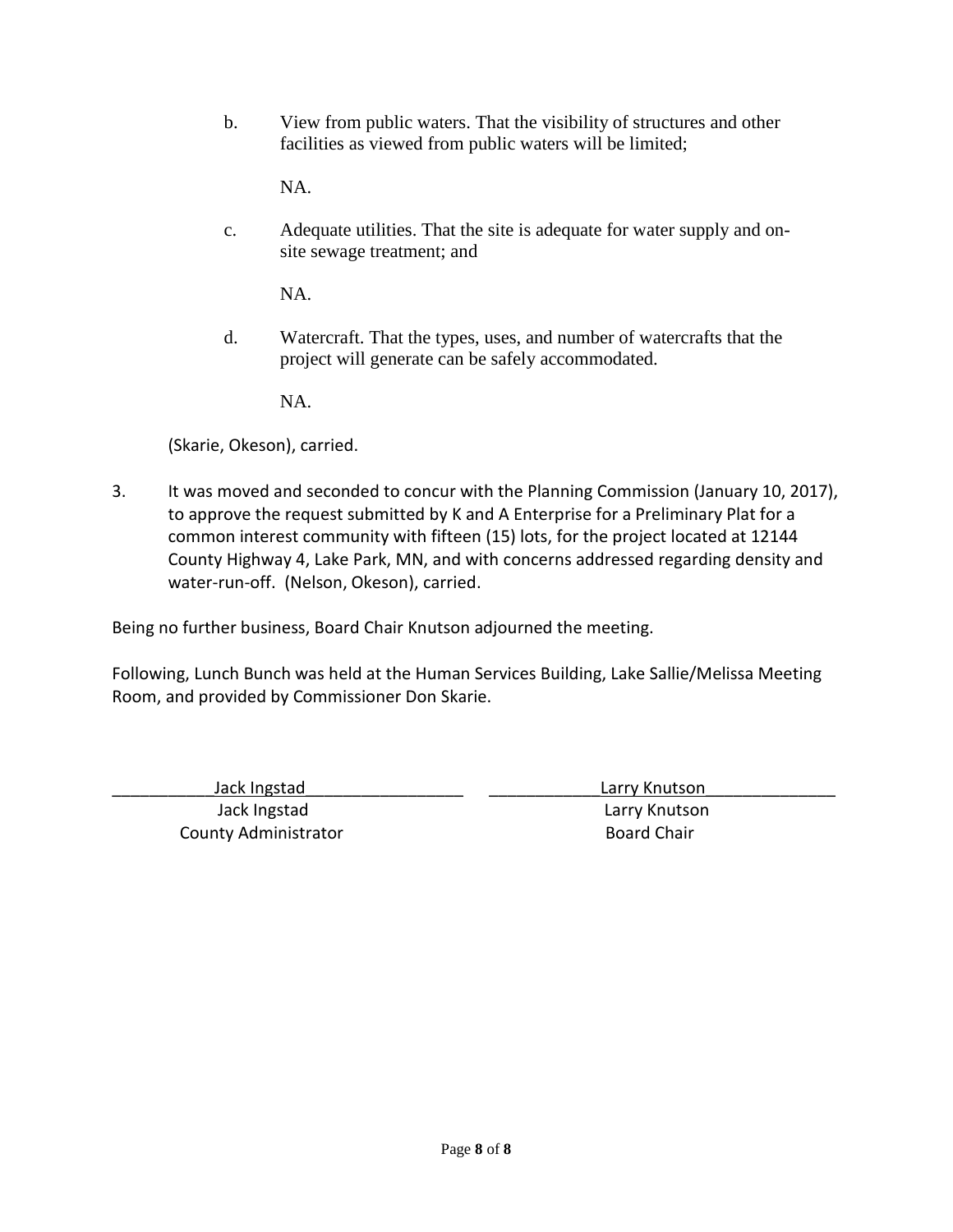b. View from public waters. That the visibility of structures and other facilities as viewed from public waters will be limited;

NA.

c. Adequate utilities. That the site is adequate for water supply and on-site sewage treatment; and

NA.

d. Watercraft. That the types, uses, and number of watercrafts that the project will generate can be safely accommodated.

NA.

(Skarie, Okeson), carried.

3. It was moved and seconded to concur with the Planning Commission (January 10, 2017), to approve the request submitted by K and A Enterprise for a Preliminary Plat for a common interest community with fifteen (15) lots, for the project located at 12144 County Highway 4, Lake Park, MN, and with concerns addressed regarding density and water-run-off. (Nelson, Okeson), carried.

Being no further business, Board Chair Knutson adjourned the meeting.

Following, Lunch Bunch was held at the Human Services Building, Lake Sallie/Melissa Meeting Room, and provided by Commissioner Don Skarie.

| | |
|---|---|
| ___________Jack Ingstad_________________ | ____________Larry Knutson______________ |
| Jack Ingstad | Larry Knutson |
| County Administrator | Board Chair |